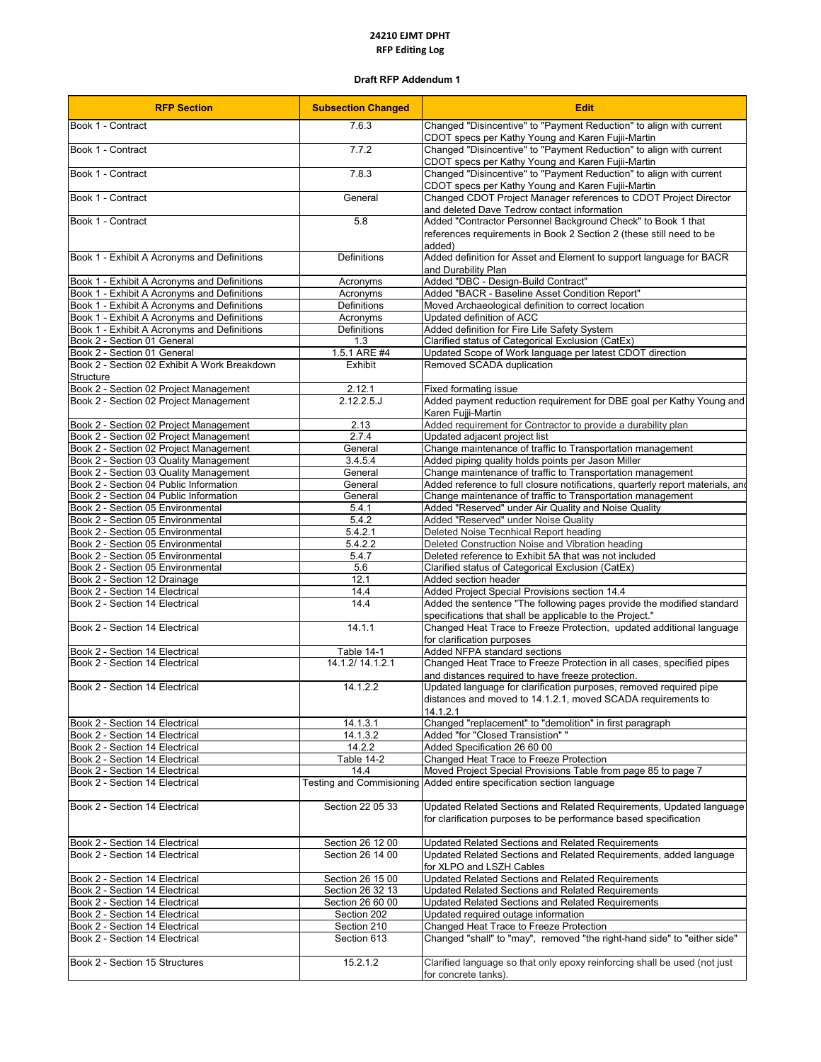**24210 EJMT DPHT**

**RFP Editing Log**

**Draft RFP Addendum 1**

| RFP Section | Subsection Changed | Edit |
|---|---|---|
| Book 1 - Contract | 7.6.3 | Changed "Disincentive" to "Payment Reduction" to align with current CDOT specs per Kathy Young and Karen Fujii-Martin |
| Book 1 - Contract | 7.7.2 | Changed "Disincentive" to "Payment Reduction" to align with current CDOT specs per Kathy Young and Karen Fujii-Martin |
| Book 1 - Contract | 7.8.3 | Changed "Disincentive" to "Payment Reduction" to align with current CDOT specs per Kathy Young and Karen Fujii-Martin |
| Book 1 - Contract | General | Changed CDOT Project Manager references to CDOT Project Director and deleted Dave Tedrow contact information |
| Book 1 - Contract | 5.8 | Added "Contractor Personnel Background Check" to Book 1 that references requirements in Book 2 Section 2 (these still need to be added) |
| Book 1 - Exhibit A Acronyms and Definitions | Definitions | Added definition for Asset and Element to support language for BACR and Durability Plan |
| Book 1 - Exhibit A Acronyms and Definitions | Acronyms | Added "DBC - Design-Build Contract" |
| Book 1 - Exhibit A Acronyms and Definitions | Acronyms | Added "BACR - Baseline Asset Condition Report" |
| Book 1 - Exhibit A Acronyms and Definitions | Definitions | Moved Archaeological definition to correct location |
| Book 1 - Exhibit A Acronyms and Definitions | Acronyms | Updated definition of ACC |
| Book 1 - Exhibit A Acronyms and Definitions | Definitions | Added definition for Fire Life Safety System |
| Book 2 - Section 01 General | 1.3 | Clarified status of Categorical Exclusion (CatEx) |
| Book 2 - Section 01 General | 1.5.1 ARE #4 | Updated Scope of Work language per latest CDOT direction |
| Book 2 - Section 02 Exhibit A Work Breakdown Structure | Exhibit | Removed SCADA duplication |
| Book 2 - Section 02 Project Management | 2.12.1 | Fixed formating issue |
| Book 2 - Section 02 Project Management | 2.12.2.5.J | Added payment reduction requirement for DBE goal per Kathy Young and Karen Fujii-Martin |
| Book 2 - Section 02 Project Management | 2.13 | Added requirement for Contractor to provide a durability plan |
| Book 2 - Section 02 Project Management | 2.7.4 | Updated adjacent project list |
| Book 2 - Section 02 Project Management | General | Change maintenance of traffic to Transportation management |
| Book 2 - Section 03 Quality Management | 3.4.5.4 | Added piping quality holds points per Jason Miller |
| Book 2 - Section 03 Quality Management | General | Change maintenance of traffic to Transportation management |
| Book 2 - Section 04 Public Information | General | Added reference to full closure notifications, quarterly report materials, and |
| Book 2 - Section 04 Public Information | General | Change maintenance of traffic to Transportation management |
| Book 2 - Section 05 Environmental | 5.4.1 | Added "Reserved" under Air Quality and Noise Quality |
| Book 2 - Section 05 Environmental | 5.4.2 | Added "Reserved" under Noise Quality |
| Book 2 - Section 05 Environmental | 5.4.2.1 | Deleted Noise Tecnhical Report heading |
| Book 2 - Section 05 Environmental | 5.4.2.2 | Deleted Construction Noise and Vibration heading |
| Book 2 - Section 05 Environmental | 5.4.7 | Deleted reference to Exhibit 5A that was not included |
| Book 2 - Section 05 Environmental | 5.6 | Clarified status of Categorical Exclusion (CatEx) |
| Book 2 - Section 12 Drainage | 12.1 | Added section header |
| Book 2 - Section 14 Electrical | 14.4 | Added Project Special Provisions section 14.4 |
| Book 2 - Section 14 Electrical | 14.4 | Added the sentence "The following pages provide the modified standard specifications that shall be applicable to the Project." |
| Book 2 - Section 14 Electrical | 14.1.1 | Changed Heat Trace to Freeze Protection, updated additional language for clarification purposes |
| Book 2 - Section 14 Electrical | Table 14-1 | Added NFPA standard sections |
| Book 2 - Section 14 Electrical | 14.1.2/ 14.1.2.1 | Changed Heat Trace to Freeze Protection in all cases, specified pipes and distances required to have freeze protection. |
| Book 2 - Section 14 Electrical | 14.1.2.2 | Updated language for clarification purposes, removed required pipe distances and moved to 14.1.2.1, moved SCADA requirements to 14.1.2.1 |
| Book 2 - Section 14 Electrical | 14.1.3.1 | Changed "replacement" to "demolition" in first paragraph |
| Book 2 - Section 14 Electrical | 14.1.3.2 | Added "for "Closed Transistion" " |
| Book 2 - Section 14 Electrical | 14.2.2 | Added Specification 26 60 00 |
| Book 2 - Section 14 Electrical | Table 14-2 | Changed Heat Trace to Freeze Protection |
| Book 2 - Section 14 Electrical | 14.4 | Moved Project Special Provisions Table from page 85 to page 7 |
| Book 2 - Section 14 Electrical | Testing and Commisioning | Added entire specification section language |
| Book 2 - Section 14 Electrical | Section 22 05 33 | Updated Related Sections and Related Requirements, Updated language for clarification purposes to be performance based specification |
| Book 2 - Section 14 Electrical | Section 26 12 00 | Updated Related Sections and Related Requirements |
| Book 2 - Section 14 Electrical | Section 26 14 00 | Updated Related Sections and Related Requirements, added language for XLPO and LSZH Cables |
| Book 2 - Section 14 Electrical | Section 26 15 00 | Updated Related Sections and Related Requirements |
| Book 2 - Section 14 Electrical | Section 26 32 13 | Updated Related Sections and Related Requirements |
| Book 2 - Section 14 Electrical | Section 26 60 00 | Updated Related Sections and Related Requirements |
| Book 2 - Section 14 Electrical | Section 202 | Updated required outage information |
| Book 2 - Section 14 Electrical | Section 210 | Changed Heat Trace to Freeze Protection |
| Book 2 - Section 14 Electrical | Section 613 | Changed "shall" to "may", removed "the right-hand side" to "either side" |
| Book 2 - Section 15 Structures | 15.2.1.2 | Clarified language so that only epoxy reinforcing shall be used (not just for concrete tanks). |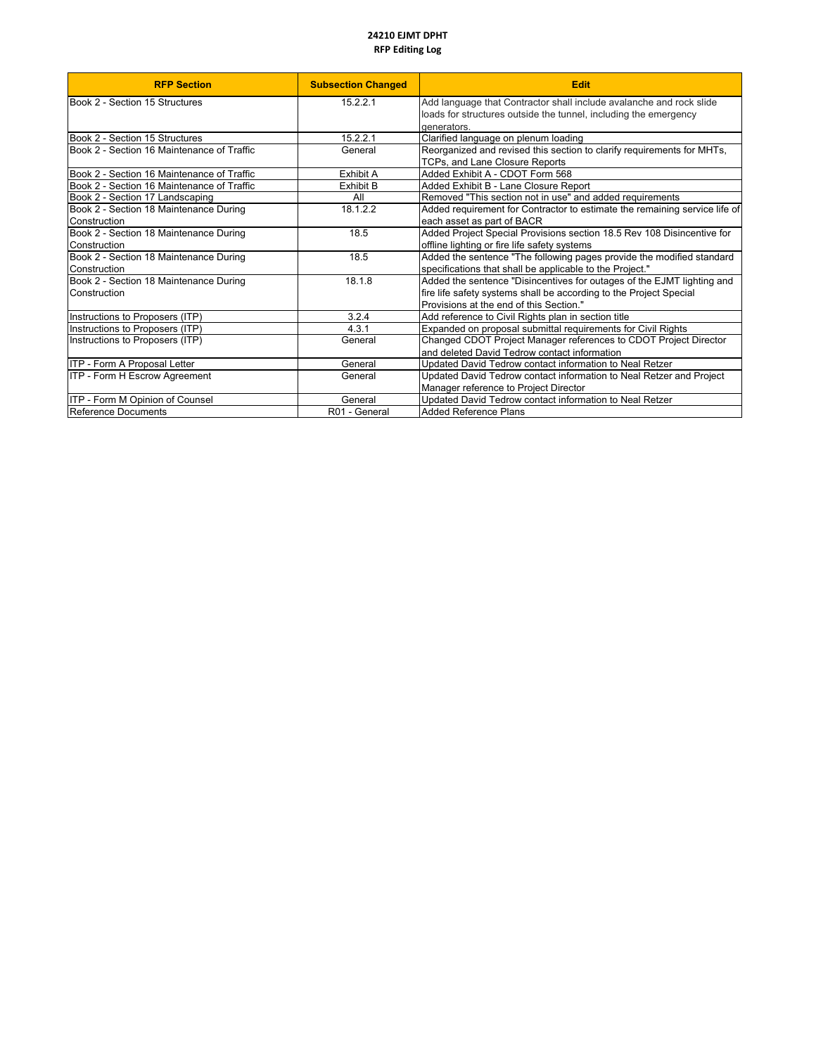**24210 EJMT DPHT**

**RFP Editing Log**

| RFP Section | Subsection Changed | Edit |
|---|---|---|
| Book 2 - Section 15 Structures | 15.2.2.1 | Add language that Contractor shall include avalanche and rock slide loads for structures outside the tunnel, including the emergency generators. |
| Book 2 - Section 15 Structures | 15.2.2.1 | Clarified language on plenum loading |
| Book 2 - Section 16 Maintenance of Traffic | General | Reorganized and revised this section to clarify requirements for MHTs, TCPs, and Lane Closure Reports |
| Book 2 - Section 16 Maintenance of Traffic | Exhibit A | Added Exhibit A - CDOT Form 568 |
| Book 2 - Section 16 Maintenance of Traffic | Exhibit B | Added Exhibit B - Lane Closure Report |
| Book 2 - Section 17 Landscaping | All | Removed "This section not in use" and added requirements |
| Book 2 - Section 18 Maintenance During Construction | 18.1.2.2 | Added requirement for Contractor to estimate the remaining service life of each asset as part of BACR |
| Book 2 - Section 18 Maintenance During Construction | 18.5 | Added Project Special Provisions section 18.5 Rev 108 Disincentive for offline lighting or fire life safety systems |
| Book 2 - Section 18 Maintenance During Construction | 18.5 | Added the sentence "The following pages provide the modified standard specifications that shall be applicable to the Project." |
| Book 2 - Section 18 Maintenance During Construction | 18.1.8 | Added the sentence "Disincentives for outages of the EJMT lighting and fire life safety systems shall be according to the Project Special Provisions at the end of this Section." |
| Instructions to Proposers (ITP) | 3.2.4 | Add reference to Civil Rights plan in section title |
| Instructions to Proposers (ITP) | 4.3.1 | Expanded on proposal submittal requirements for Civil Rights |
| Instructions to Proposers (ITP) | General | Changed CDOT Project Manager references to CDOT Project Director and deleted David Tedrow contact information |
| ITP - Form A Proposal Letter | General | Updated David Tedrow contact information to Neal Retzer |
| ITP - Form H Escrow Agreement | General | Updated David Tedrow contact information to Neal Retzer and Project Manager reference to Project Director |
| ITP - Form M Opinion of Counsel | General | Updated David Tedrow contact information to Neal Retzer |
| Reference Documents | R01 - General | Added Reference Plans |